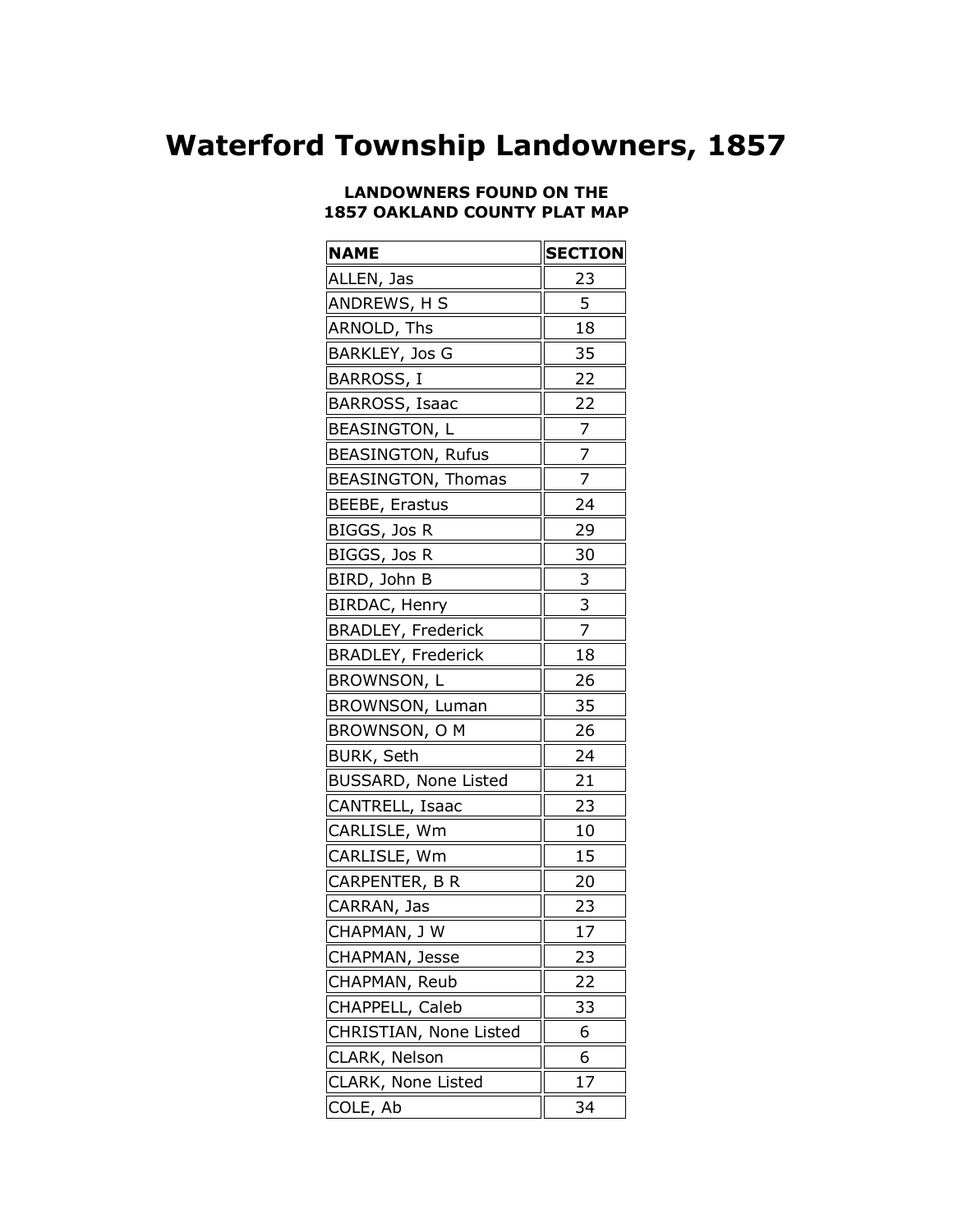# Waterford Township Landowners, 1857

**LANDOWNERS FOUND ON THE 1857 OAKLAND COUNTY PLAT MAP**

| NAME | SECTION |
|---|---|
| ALLEN, Jas | 23 |
| ANDREWS, H S | 5 |
| ARNOLD, Ths | 18 |
| BARKLEY, Jos G | 35 |
| BARROSS, I | 22 |
| BARROSS, Isaac | 22 |
| BEASINGTON, L | 7 |
| BEASINGTON, Rufus | 7 |
| BEASINGTON, Thomas | 7 |
| BEEBE, Erastus | 24 |
| BIGGS, Jos R | 29 |
| BIGGS, Jos R | 30 |
| BIRD, John B | 3 |
| BIRDAC, Henry | 3 |
| BRADLEY, Frederick | 7 |
| BRADLEY, Frederick | 18 |
| BROWNSON, L | 26 |
| BROWNSON, Luman | 35 |
| BROWNSON, O M | 26 |
| BURK, Seth | 24 |
| BUSSARD, None Listed | 21 |
| CANTRELL, Isaac | 23 |
| CARLISLE, Wm | 10 |
| CARLISLE, Wm | 15 |
| CARPENTER, B R | 20 |
| CARRAN, Jas | 23 |
| CHAPMAN, J W | 17 |
| CHAPMAN, Jesse | 23 |
| CHAPMAN, Reub | 22 |
| CHAPPELL, Caleb | 33 |
| CHRISTIAN, None Listed | 6 |
| CLARK, Nelson | 6 |
| CLARK, None Listed | 17 |
| COLE, Ab | 34 |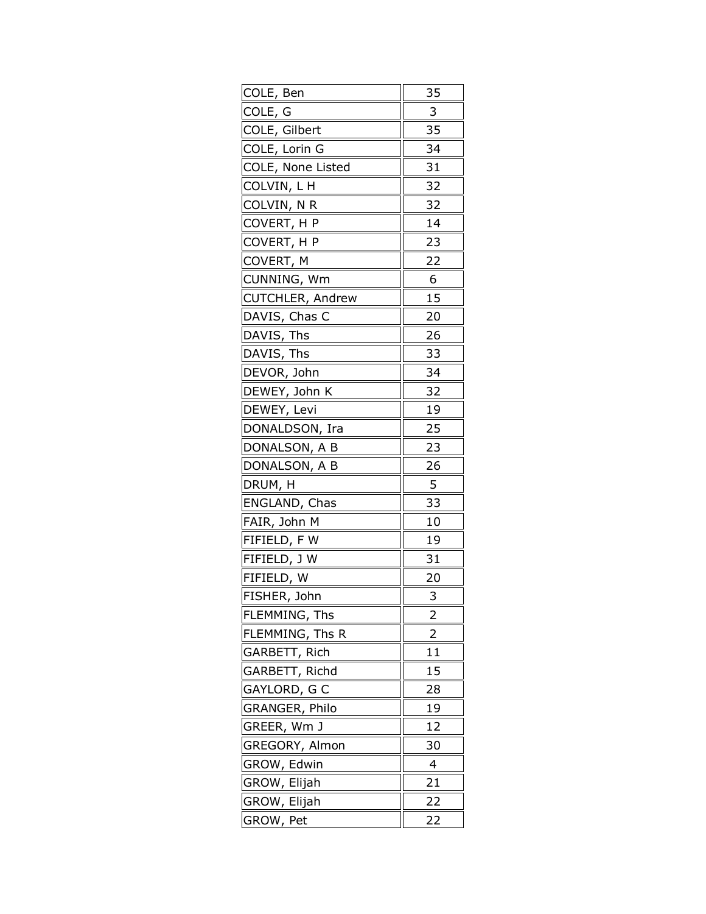| | |
|---|---|
| COLE, Ben | 35 |
| COLE, G | 3 |
| COLE, Gilbert | 35 |
| COLE, Lorin G | 34 |
| COLE, None Listed | 31 |
| COLVIN, L H | 32 |
| COLVIN, N R | 32 |
| COVERT, H P | 14 |
| COVERT, H P | 23 |
| COVERT, M | 22 |
| CUNNING, Wm | 6 |
| CUTCHLER, Andrew | 15 |
| DAVIS, Chas C | 20 |
| DAVIS, Ths | 26 |
| DAVIS, Ths | 33 |
| DEVOR, John | 34 |
| DEWEY, John K | 32 |
| DEWEY, Levi | 19 |
| DONALDSON, Ira | 25 |
| DONALSON, A B | 23 |
| DONALSON, A B | 26 |
| DRUM, H | 5 |
| ENGLAND, Chas | 33 |
| FAIR, John M | 10 |
| FIFIELD, F W | 19 |
| FIFIELD, J W | 31 |
| FIFIELD, W | 20 |
| FISHER, John | 3 |
| FLEMMING, Ths | 2 |
| FLEMMING, Ths R | 2 |
| GARBETT, Rich | 11 |
| GARBETT, Richd | 15 |
| GAYLORD, G C | 28 |
| GRANGER, Philo | 19 |
| GREER, Wm J | 12 |
| GREGORY, Almon | 30 |
| GROW, Edwin | 4 |
| GROW, Elijah | 21 |
| GROW, Elijah | 22 |
| GROW, Pet | 22 |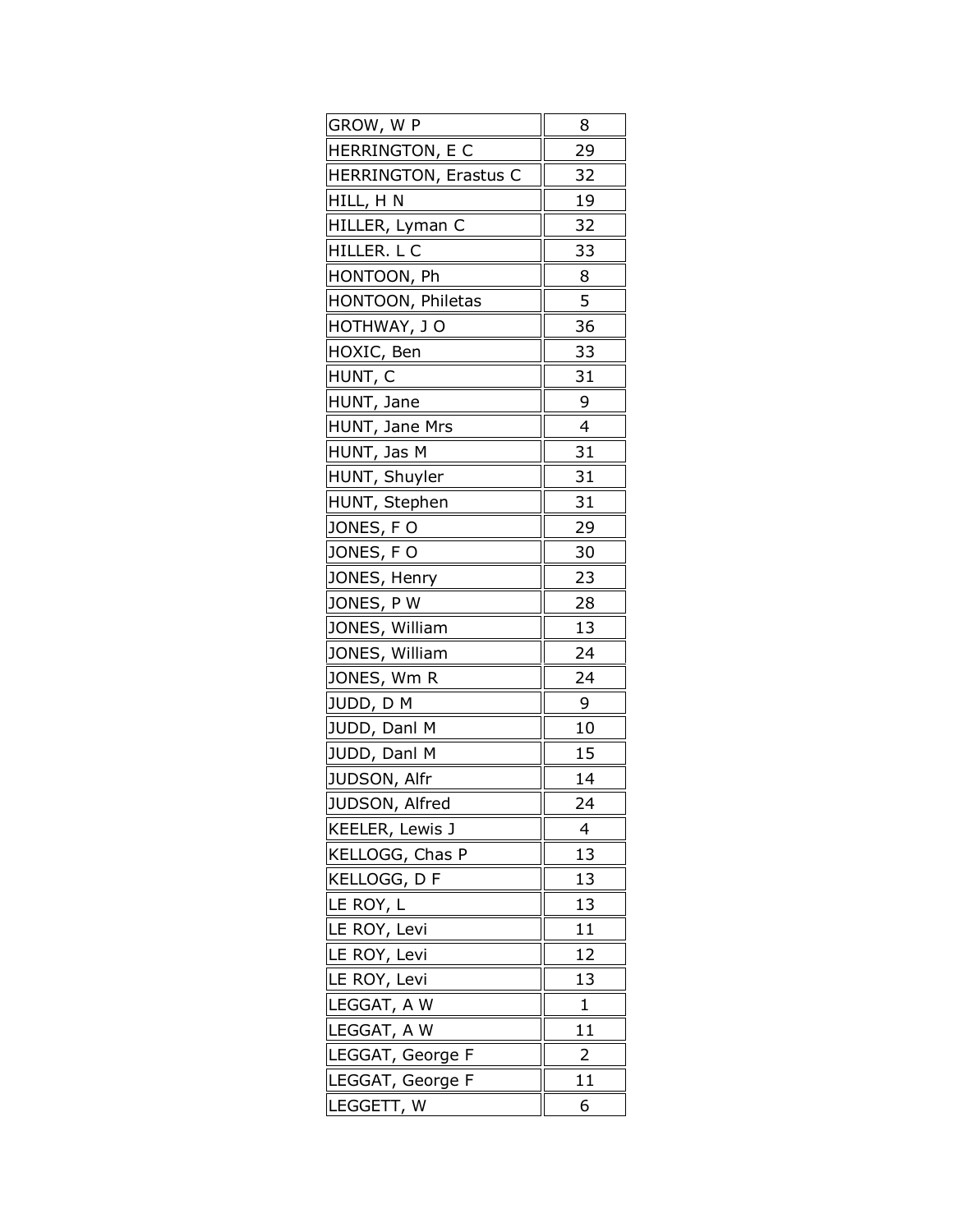| | |
|---|---|
| GROW, W P | 8 |
| HERRINGTON, E C | 29 |
| HERRINGTON, Erastus C | 32 |
| HILL, H N | 19 |
| HILLER, Lyman C | 32 |
| HILLER. L C | 33 |
| HONTOON, Ph | 8 |
| HONTOON, Philetas | 5 |
| HOTHWAY, J O | 36 |
| HOXIC, Ben | 33 |
| HUNT, C | 31 |
| HUNT, Jane | 9 |
| HUNT, Jane Mrs | 4 |
| HUNT, Jas M | 31 |
| HUNT, Shuyler | 31 |
| HUNT, Stephen | 31 |
| JONES, F O | 29 |
| JONES, F O | 30 |
| JONES, Henry | 23 |
| JONES, P W | 28 |
| JONES, William | 13 |
| JONES, William | 24 |
| JONES, Wm R | 24 |
| JUDD, D M | 9 |
| JUDD, Danl M | 10 |
| JUDD, Danl M | 15 |
| JUDSON, Alfr | 14 |
| JUDSON, Alfred | 24 |
| KEELER, Lewis J | 4 |
| KELLOGG, Chas P | 13 |
| KELLOGG, D F | 13 |
| LE ROY, L | 13 |
| LE ROY, Levi | 11 |
| LE ROY, Levi | 12 |
| LE ROY, Levi | 13 |
| LEGGAT, A W | 1 |
| LEGGAT, A W | 11 |
| LEGGAT, George F | 2 |
| LEGGAT, George F | 11 |
| LEGGETT, W | 6 |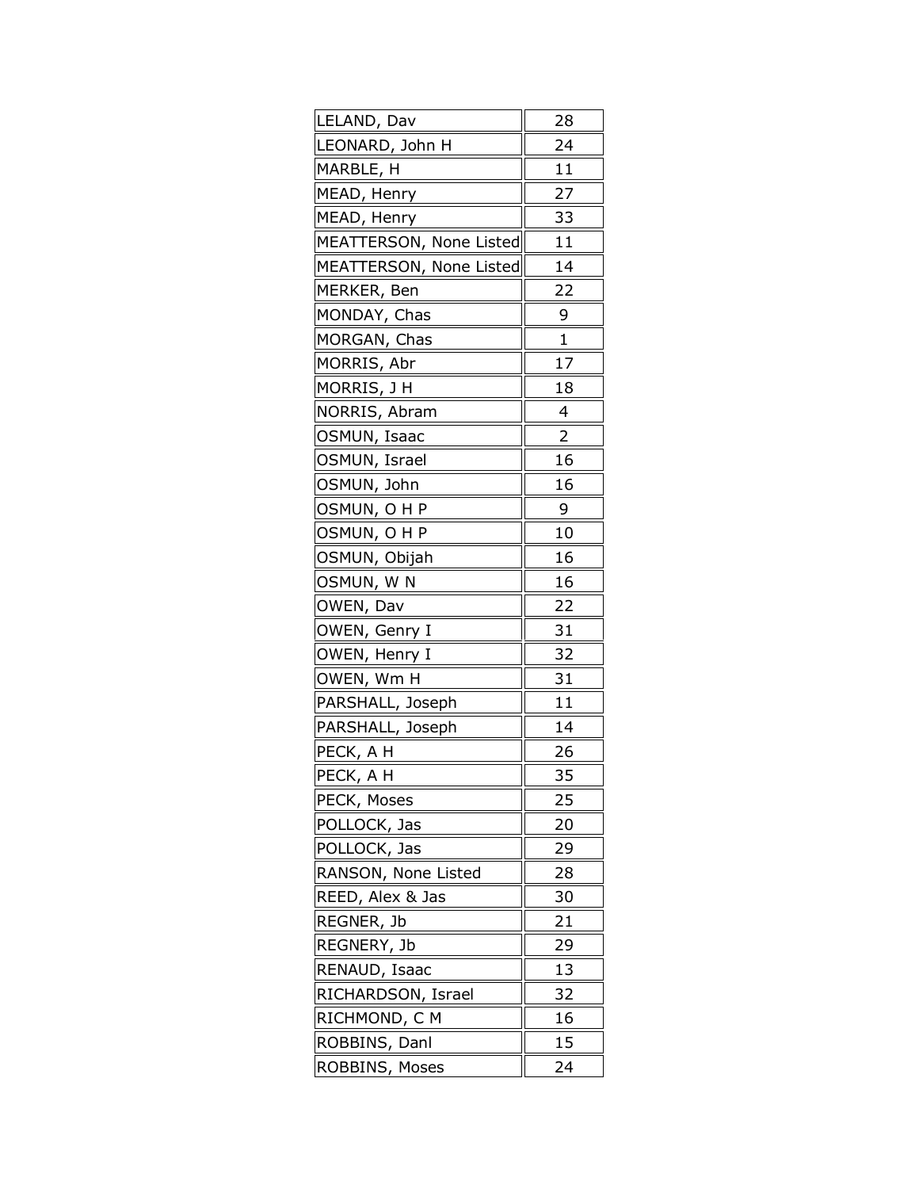| | |
|---|---|
| LELAND, Dav | 28 |
| LEONARD, John H | 24 |
| MARBLE, H | 11 |
| MEAD, Henry | 27 |
| MEAD, Henry | 33 |
| MEATTERSON, None Listed | 11 |
| MEATTERSON, None Listed | 14 |
| MERKER, Ben | 22 |
| MONDAY, Chas | 9 |
| MORGAN, Chas | 1 |
| MORRIS, Abr | 17 |
| MORRIS, J H | 18 |
| NORRIS, Abram | 4 |
| OSMUN, Isaac | 2 |
| OSMUN, Israel | 16 |
| OSMUN, John | 16 |
| OSMUN, O H P | 9 |
| OSMUN, O H P | 10 |
| OSMUN, Obijah | 16 |
| OSMUN, W N | 16 |
| OWEN, Dav | 22 |
| OWEN, Genry I | 31 |
| OWEN, Henry I | 32 |
| OWEN, Wm H | 31 |
| PARSHALL, Joseph | 11 |
| PARSHALL, Joseph | 14 |
| PECK, A H | 26 |
| PECK, A H | 35 |
| PECK, Moses | 25 |
| POLLOCK, Jas | 20 |
| POLLOCK, Jas | 29 |
| RANSON, None Listed | 28 |
| REED, Alex & Jas | 30 |
| REGNER, Jb | 21 |
| REGNERY, Jb | 29 |
| RENAUD, Isaac | 13 |
| RICHARDSON, Israel | 32 |
| RICHMOND, C M | 16 |
| ROBBINS, Danl | 15 |
| ROBBINS, Moses | 24 |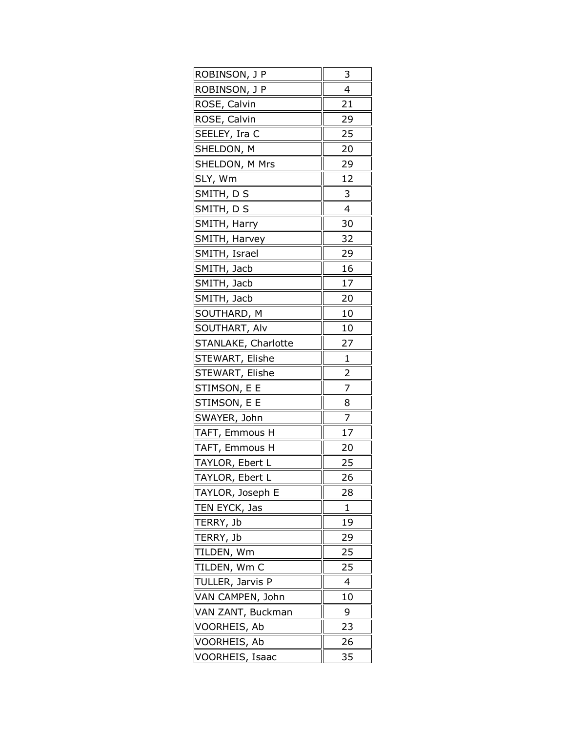| ROBINSON, J P | 3 |
|---|---|
| ROBINSON, J P | 4 |
| ROSE, Calvin | 21 |
| ROSE, Calvin | 29 |
| SEELEY, Ira C | 25 |
| SHELDON, M | 20 |
| SHELDON, M Mrs | 29 |
| SLY, Wm | 12 |
| SMITH, D S | 3 |
| SMITH, D S | 4 |
| SMITH, Harry | 30 |
| SMITH, Harvey | 32 |
| SMITH, Israel | 29 |
| SMITH, Jacb | 16 |
| SMITH, Jacb | 17 |
| SMITH, Jacb | 20 |
| SOUTHARD, M | 10 |
| SOUTHART, Alv | 10 |
| STANLAKE, Charlotte | 27 |
| STEWART, Elishe | 1 |
| STEWART, Elishe | 2 |
| STIMSON, E E | 7 |
| STIMSON, E E | 8 |
| SWAYER, John | 7 |
| TAFT, Emmous H | 17 |
| TAFT, Emmous H | 20 |
| TAYLOR, Ebert L | 25 |
| TAYLOR, Ebert L | 26 |
| TAYLOR, Joseph E | 28 |
| TEN EYCK, Jas | 1 |
| TERRY, Jb | 19 |
| TERRY, Jb | 29 |
| TILDEN, Wm | 25 |
| TILDEN, Wm C | 25 |
| TULLER, Jarvis P | 4 |
| VAN CAMPEN, John | 10 |
| VAN ZANT, Buckman | 9 |
| VOORHEIS, Ab | 23 |
| VOORHEIS, Ab | 26 |
| VOORHEIS, Isaac | 35 |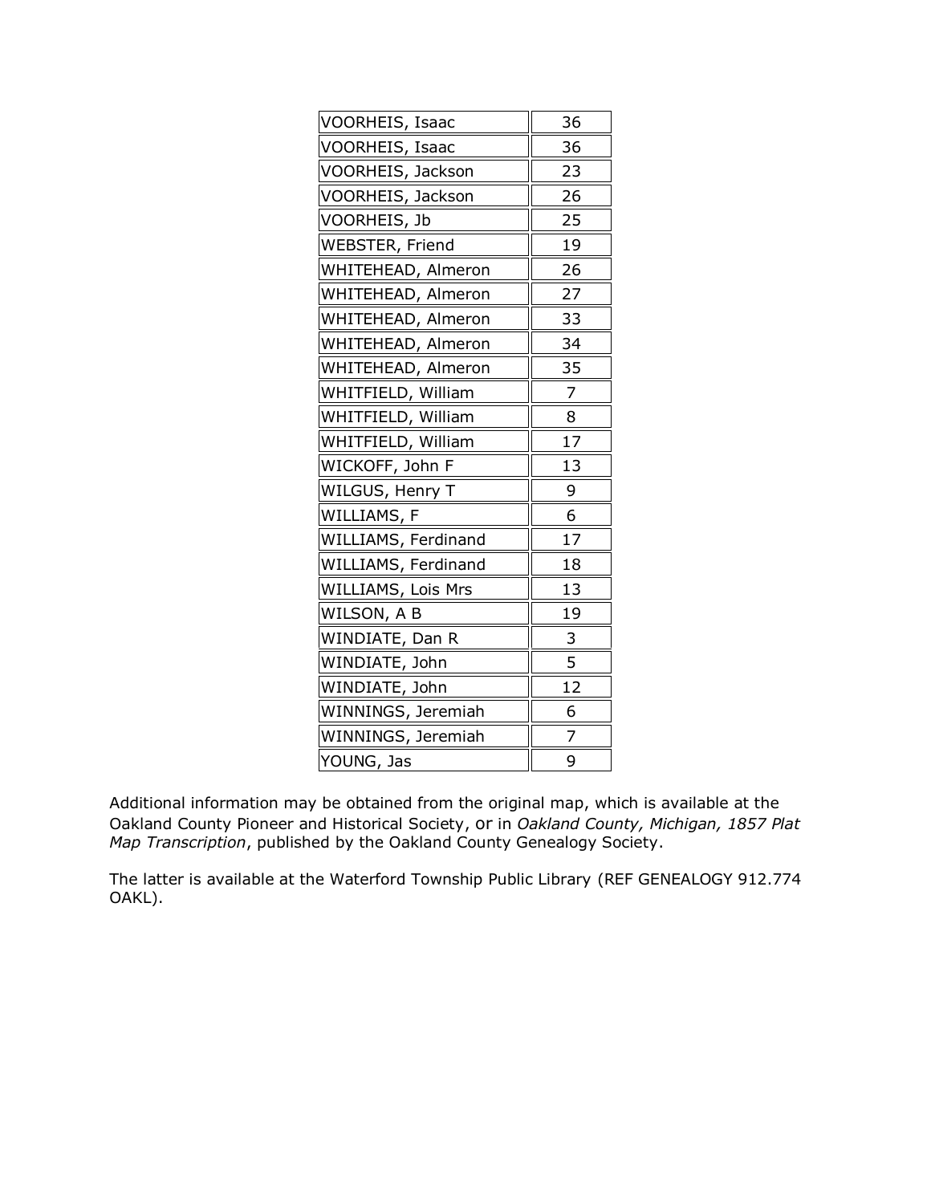| | |
|---|---|
| VOORHEIS, Isaac | 36 |
| VOORHEIS, Isaac | 36 |
| VOORHEIS, Jackson | 23 |
| VOORHEIS, Jackson | 26 |
| VOORHEIS, Jb | 25 |
| WEBSTER, Friend | 19 |
| WHITEHEAD, Almeron | 26 |
| WHITEHEAD, Almeron | 27 |
| WHITEHEAD, Almeron | 33 |
| WHITEHEAD, Almeron | 34 |
| WHITEHEAD, Almeron | 35 |
| WHITFIELD, William | 7 |
| WHITFIELD, William | 8 |
| WHITFIELD, William | 17 |
| WICKOFF, John F | 13 |
| WILGUS, Henry T | 9 |
| WILLIAMS, F | 6 |
| WILLIAMS, Ferdinand | 17 |
| WILLIAMS, Ferdinand | 18 |
| WILLIAMS, Lois Mrs | 13 |
| WILSON, A B | 19 |
| WINDIATE, Dan R | 3 |
| WINDIATE, John | 5 |
| WINDIATE, John | 12 |
| WINNINGS, Jeremiah | 6 |
| WINNINGS, Jeremiah | 7 |
| YOUNG, Jas | 9 |

Additional information may be obtained from the original map, which is available at the Oakland County Pioneer and Historical Society, or in *Oakland County, Michigan, 1857 Plat Map Transcription*, published by the Oakland County Genealogy Society.

The latter is available at the Waterford Township Public Library (REF GENEALOGY 912.774 OAKL).